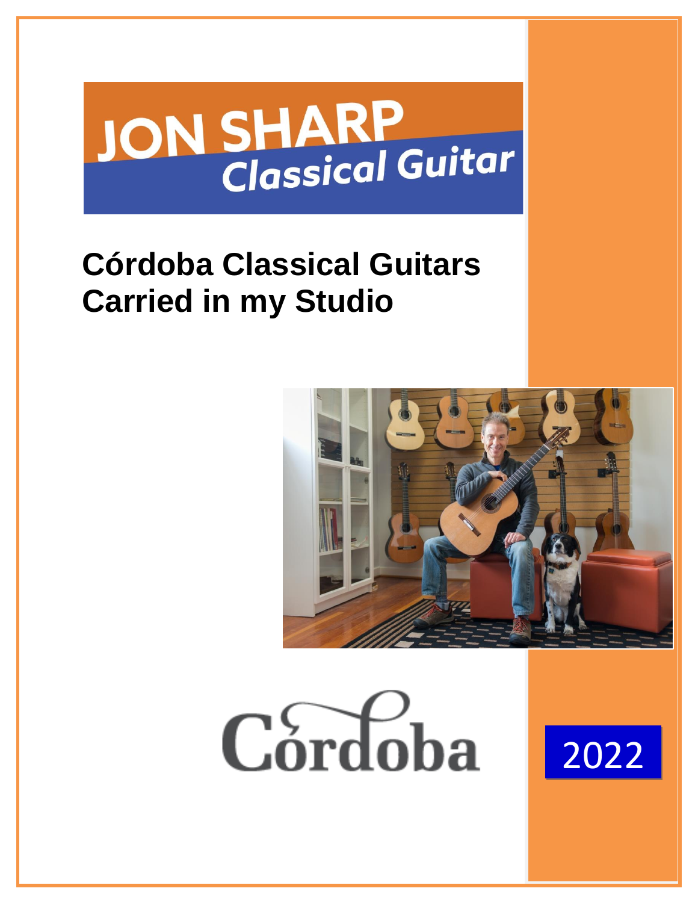JON SHARP
*Classical Guitar*

# Córdoba Classical Guitars Carried in my Studio

Córdoba

2022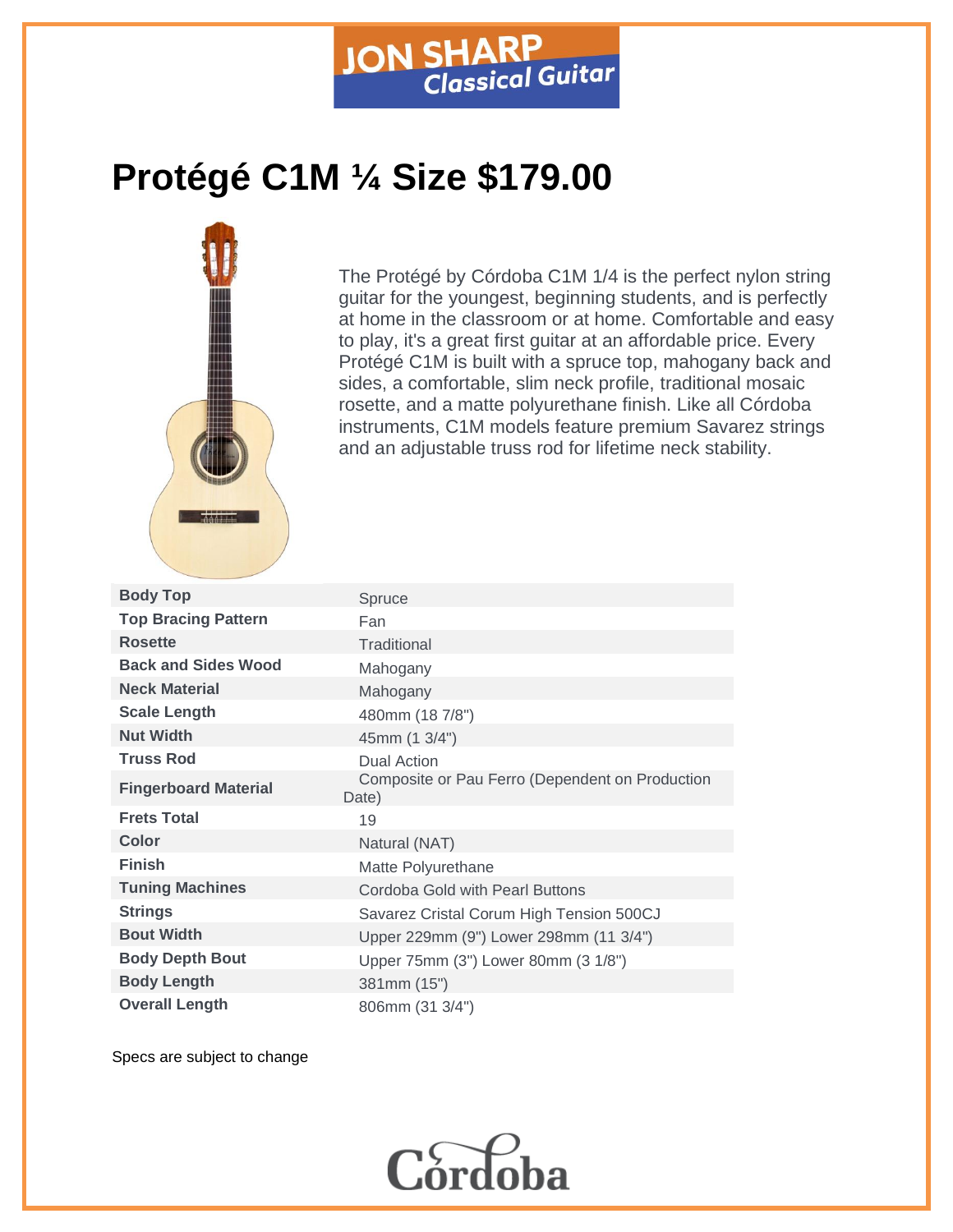# Protégé C1M ¼ Size $179.00

The Protégé by Córdoba C1M 1/4 is the perfect nylon string guitar for the youngest, beginning students, and is perfectly at home in the classroom or at home. Comfortable and easy to play, it's a great first guitar at an affordable price. Every Protégé C1M is built with a spruce top, mahogany back and sides, a comfortable, slim neck profile, traditional mosaic rosette, and a matte polyurethane finish. Like all Córdoba instruments, C1M models feature premium Savarez strings and an adjustable truss rod for lifetime neck stability.

| | |
|---|---|
| **Body Top** | Spruce |
| **Top Bracing Pattern** | Fan |
| **Rosette** | Traditional |
| **Back and Sides Wood** | Mahogany |
| **Neck Material** | Mahogany |
| **Scale Length** | 480mm (18 7/8") |
| **Nut Width** | 45mm (1 3/4") |
| **Truss Rod** | Dual Action |
| **Fingerboard Material** | Composite or Pau Ferro (Dependent on Production Date) |
| **Frets Total** | 19 |
| **Color** | Natural (NAT) |
| **Finish** | Matte Polyurethane |
| **Tuning Machines** | Cordoba Gold with Pearl Buttons |
| **Strings** | Savarez Cristal Corum High Tension 500CJ |
| **Bout Width** | Upper 229mm (9") Lower 298mm (11 3/4") |
| **Body Depth Bout** | Upper 75mm (3") Lower 80mm (3 1/8") |
| **Body Length** | 381mm (15") |
| **Overall Length** | 806mm (31 3/4") |

Specs are subject to change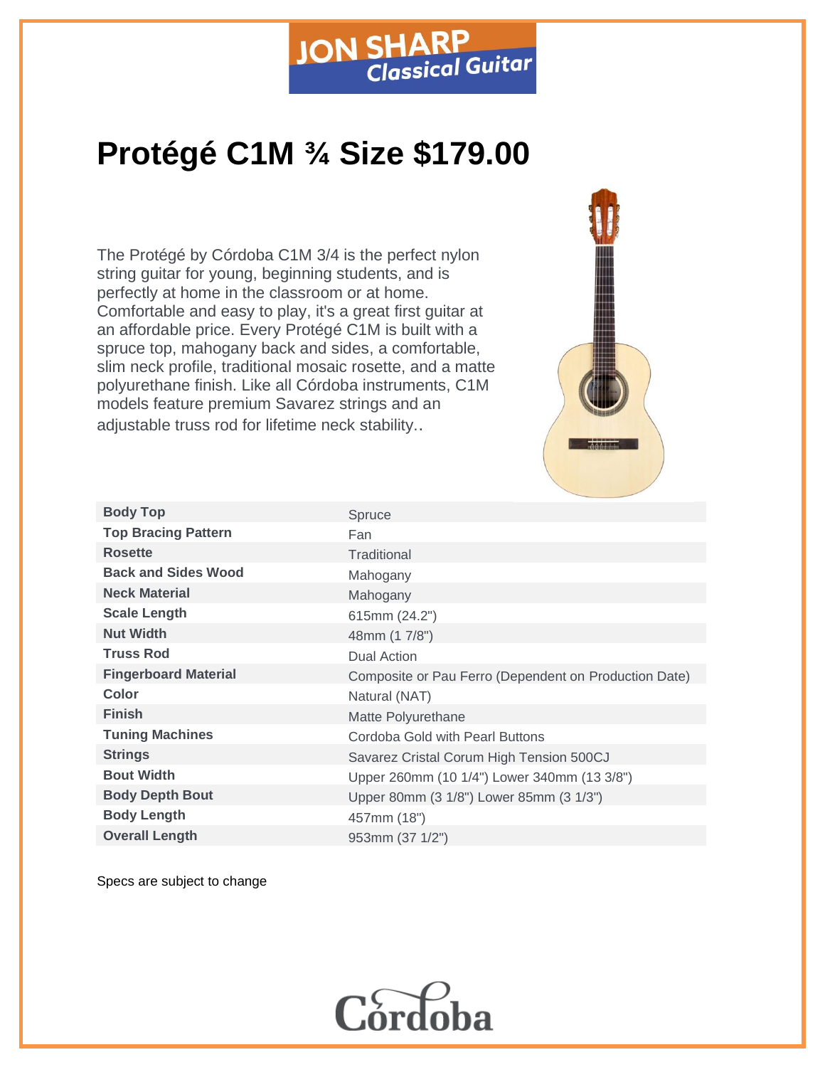JON SHARP Classical Guitar

# Protégé C1M ¾ Size $179.00

The Protégé by Córdoba C1M 3/4 is the perfect nylon string guitar for young, beginning students, and is perfectly at home in the classroom or at home. Comfortable and easy to play, it's a great first guitar at an affordable price. Every Protégé C1M is built with a spruce top, mahogany back and sides, a comfortable, slim neck profile, traditional mosaic rosette, and a matte polyurethane finish. Like all Córdoba instruments, C1M models feature premium Savarez strings and an adjustable truss rod for lifetime neck stability..

| | |
|---|---|
| **Body Top** | Spruce |
| **Top Bracing Pattern** | Fan |
| **Rosette** | Traditional |
| **Back and Sides Wood** | Mahogany |
| **Neck Material** | Mahogany |
| **Scale Length** | 615mm (24.2") |
| **Nut Width** | 48mm (1 7/8") |
| **Truss Rod** | Dual Action |
| **Fingerboard Material** | Composite or Pau Ferro (Dependent on Production Date) |
| **Color** | Natural (NAT) |
| **Finish** | Matte Polyurethane |
| **Tuning Machines** | Cordoba Gold with Pearl Buttons |
| **Strings** | Savarez Cristal Corum High Tension 500CJ |
| **Bout Width** | Upper 260mm (10 1/4") Lower 340mm (13 3/8") |
| **Body Depth Bout** | Upper 80mm (3 1/8") Lower 85mm (3 1/3") |
| **Body Length** | 457mm (18") |
| **Overall Length** | 953mm (37 1/2") |

Specs are subject to change

Córdoba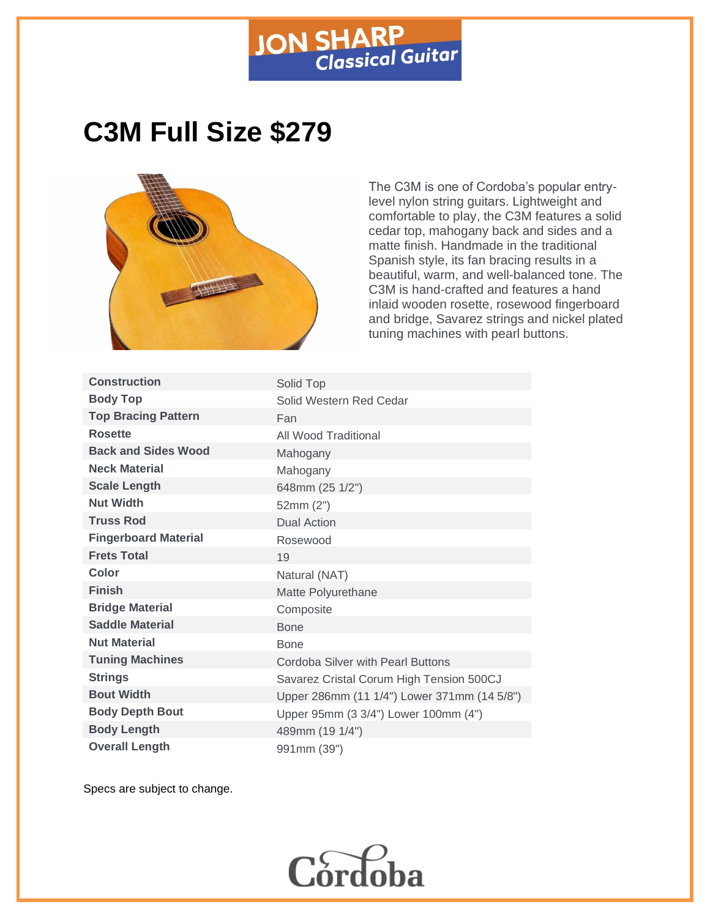# C3M Full Size $279

The C3M is one of Cordoba's popular entry-level nylon string guitars. Lightweight and comfortable to play, the C3M features a solid cedar top, mahogany back and sides and a matte finish. Handmade in the traditional Spanish style, its fan bracing results in a beautiful, warm, and well-balanced tone. The C3M is hand-crafted and features a hand inlaid wooden rosette, rosewood fingerboard and bridge, Savarez strings and nickel plated tuning machines with pearl buttons.

| | |
|---|---|
| **Construction** | Solid Top |
| **Body Top** | Solid Western Red Cedar |
| **Top Bracing Pattern** | Fan |
| **Rosette** | All Wood Traditional |
| **Back and Sides Wood** | Mahogany |
| **Neck Material** | Mahogany |
| **Scale Length** | 648mm (25 1/2") |
| **Nut Width** | 52mm (2") |
| **Truss Rod** | Dual Action |
| **Fingerboard Material** | Rosewood |
| **Frets Total** | 19 |
| **Color** | Natural (NAT) |
| **Finish** | Matte Polyurethane |
| **Bridge Material** | Composite |
| **Saddle Material** | Bone |
| **Nut Material** | Bone |
| **Tuning Machines** | Cordoba Silver with Pearl Buttons |
| **Strings** | Savarez Cristal Corum High Tension 500CJ |
| **Bout Width** | Upper 286mm (11 1/4") Lower 371mm (14 5/8") |
| **Body Depth Bout** | Upper 95mm (3 3/4") Lower 100mm (4") |
| **Body Length** | 489mm (19 1/4") |
| **Overall Length** | 991mm (39") |

Specs are subject to change.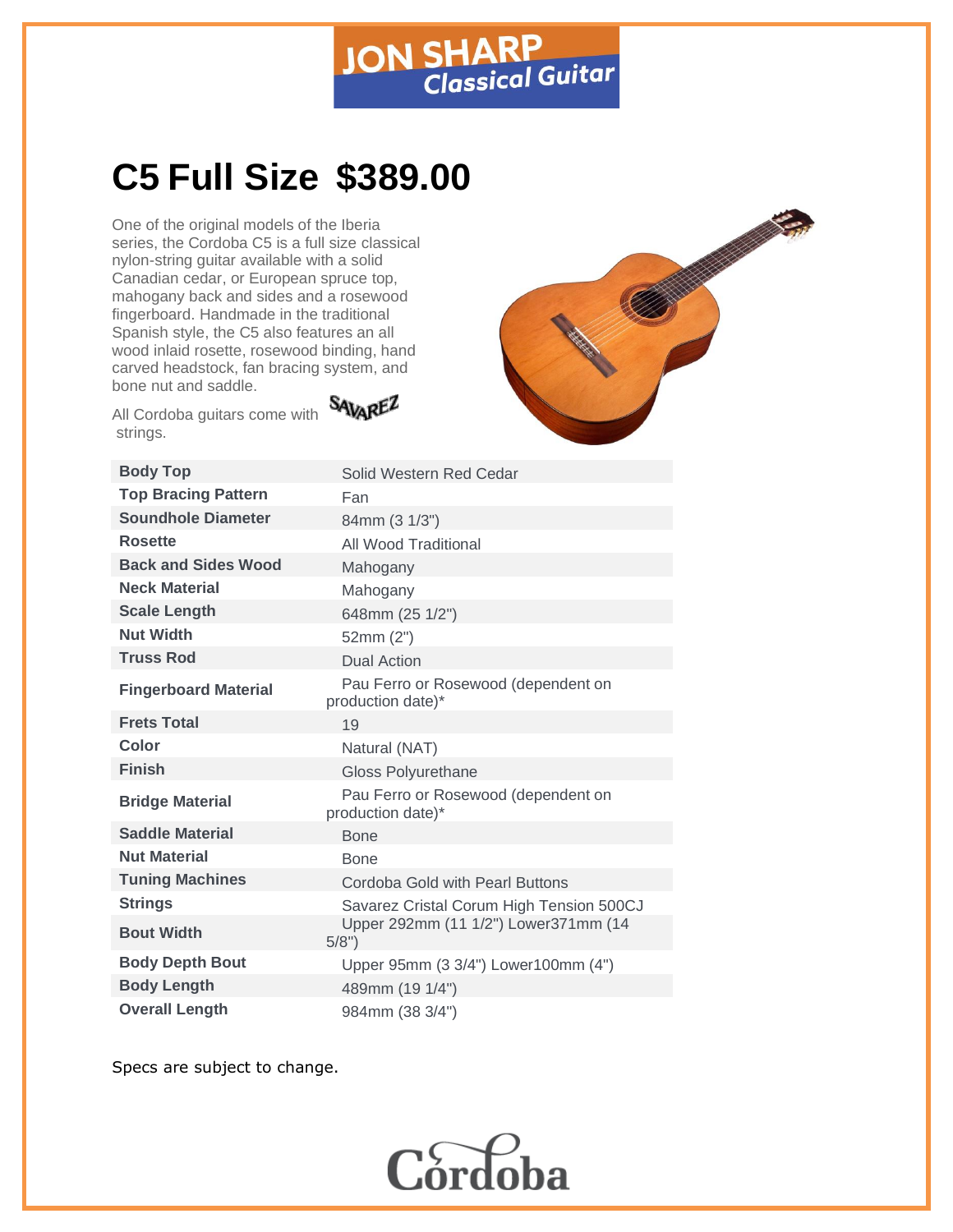# C5 Full Size $389.00

One of the original models of the Iberia series, the Cordoba C5 is a full size classical nylon-string guitar available with a solid Canadian cedar, or European spruce top, mahogany back and sides and a rosewood fingerboard. Handmade in the traditional Spanish style, the C5 also features an all wood inlaid rosette, rosewood binding, hand carved headstock, fan bracing system, and bone nut and saddle.

All Cordoba guitars come with Savarez strings.

| | |
|---|---|
| **Body Top** | Solid Western Red Cedar |
| **Top Bracing Pattern** | Fan |
| **Soundhole Diameter** | 84mm (3 1/3") |
| **Rosette** | All Wood Traditional |
| **Back and Sides Wood** | Mahogany |
| **Neck Material** | Mahogany |
| **Scale Length** | 648mm (25 1/2") |
| **Nut Width** | 52mm (2") |
| **Truss Rod** | Dual Action |
| **Fingerboard Material** | Pau Ferro or Rosewood (dependent on production date)* |
| **Frets Total** | 19 |
| **Color** | Natural (NAT) |
| **Finish** | Gloss Polyurethane |
| **Bridge Material** | Pau Ferro or Rosewood (dependent on production date)* |
| **Saddle Material** | Bone |
| **Nut Material** | Bone |
| **Tuning Machines** | Cordoba Gold with Pearl Buttons |
| **Strings** | Savarez Cristal Corum High Tension 500CJ |
| **Bout Width** | Upper 292mm (11 1/2") Lower371mm (14 5/8") |
| **Body Depth Bout** | Upper 95mm (3 3/4") Lower100mm (4") |
| **Body Length** | 489mm (19 1/4") |
| **Overall Length** | 984mm (38 3/4") |

Specs are subject to change.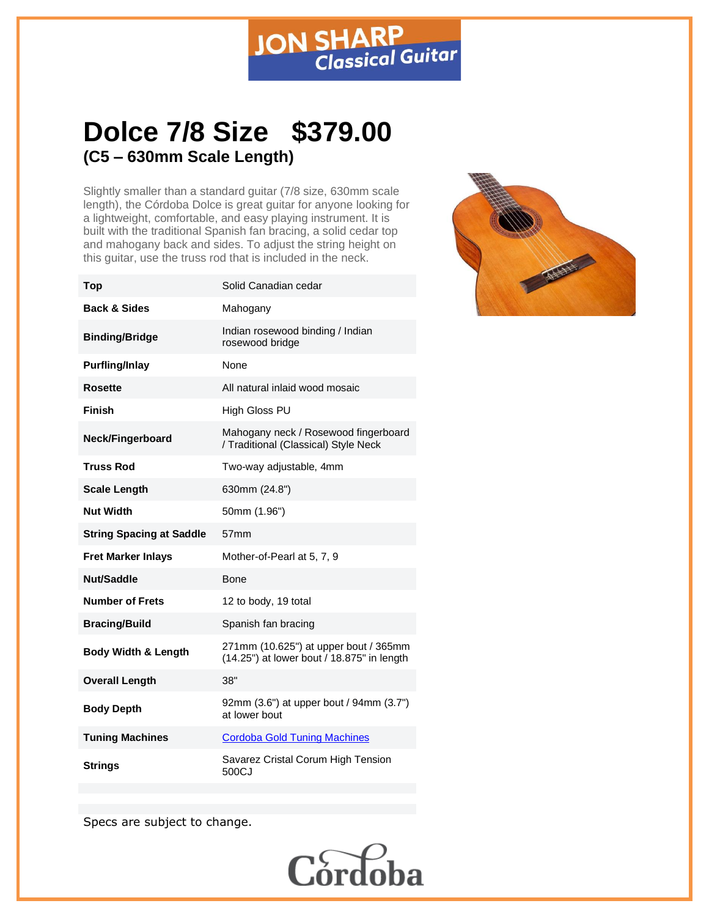# Dolce 7/8 Size $379.00

## (C5 – 630mm Scale Length)

Slightly smaller than a standard guitar (7/8 size, 630mm scale length), the Córdoba Dolce is great guitar for anyone looking for a lightweight, comfortable, and easy playing instrument. It is built with the traditional Spanish fan bracing, a solid cedar top and mahogany back and sides. To adjust the string height on this guitar, use the truss rod that is included in the neck.

| | |
|---|---|
| **Top** | Solid Canadian cedar |
| **Back & Sides** | Mahogany |
| **Binding/Bridge** | Indian rosewood binding / Indian rosewood bridge |
| **Purfling/Inlay** | None |
| **Rosette** | All natural inlaid wood mosaic |
| **Finish** | High Gloss PU |
| **Neck/Fingerboard** | Mahogany neck / Rosewood fingerboard / Traditional (Classical) Style Neck |
| **Truss Rod** | Two-way adjustable, 4mm |
| **Scale Length** | 630mm (24.8") |
| **Nut Width** | 50mm (1.96") |
| **String Spacing at Saddle** | 57mm |
| **Fret Marker Inlays** | Mother-of-Pearl at 5, 7, 9 |
| **Nut/Saddle** | Bone |
| **Number of Frets** | 12 to body, 19 total |
| **Bracing/Build** | Spanish fan bracing |
| **Body Width & Length** | 271mm (10.625") at upper bout / 365mm (14.25") at lower bout / 18.875" in length |
| **Overall Length** | 38" |
| **Body Depth** | 92mm (3.6") at upper bout / 94mm (3.7") at lower bout |
| **Tuning Machines** | Cordoba Gold Tuning Machines |
| **Strings** | Savarez Cristal Corum High Tension 500CJ |

Specs are subject to change.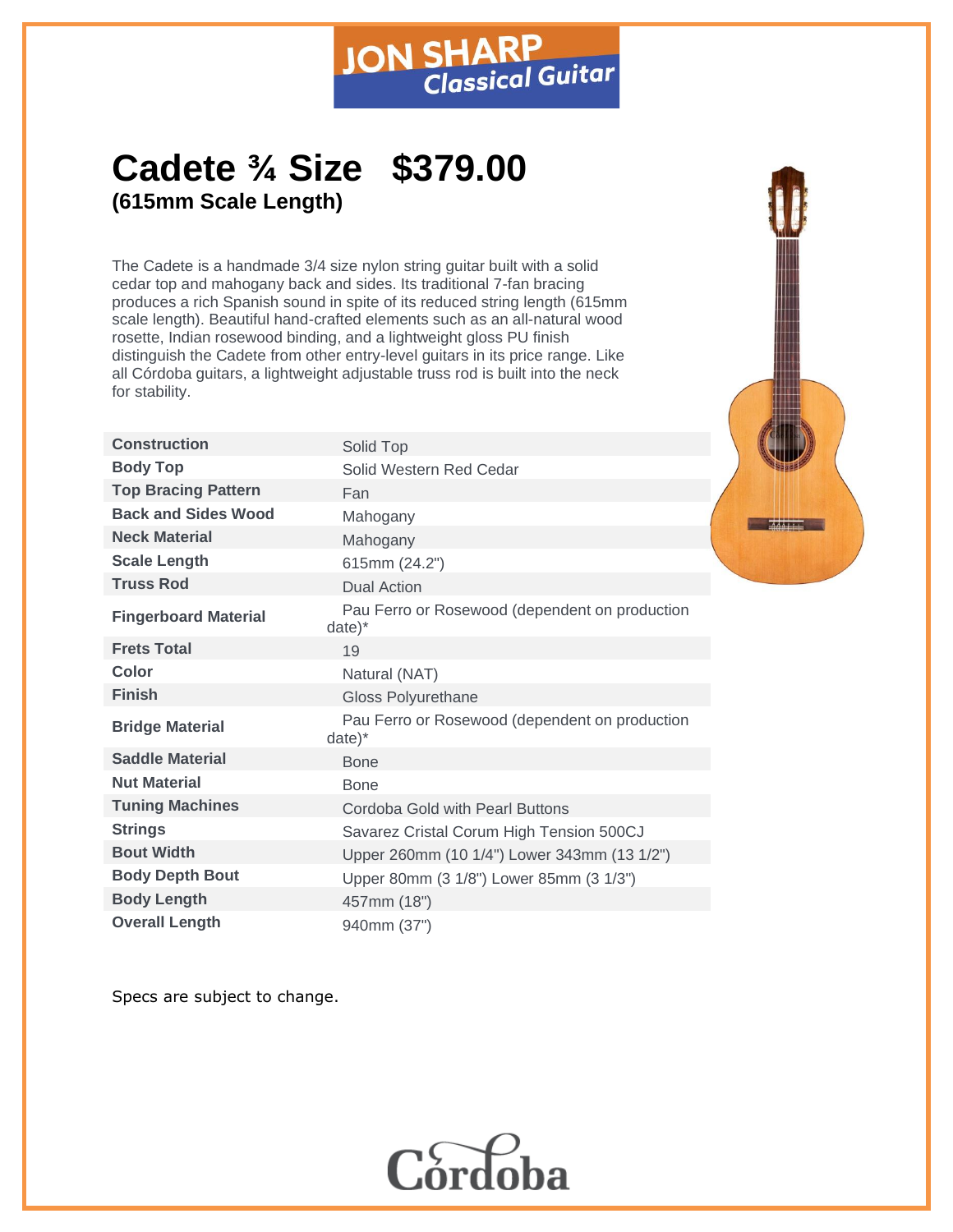# Cadete ¾ Size   $379.00

**(615mm Scale Length)**

The Cadete is a handmade 3/4 size nylon string guitar built with a solid cedar top and mahogany back and sides. Its traditional 7-fan bracing produces a rich Spanish sound in spite of its reduced string length (615mm scale length). Beautiful hand-crafted elements such as an all-natural wood rosette, Indian rosewood binding, and a lightweight gloss PU finish distinguish the Cadete from other entry-level guitars in its price range. Like all Córdoba guitars, a lightweight adjustable truss rod is built into the neck for stability.

| | |
|---|---|
| **Construction** | Solid Top |
| **Body Top** | Solid Western Red Cedar |
| **Top Bracing Pattern** | Fan |
| **Back and Sides Wood** | Mahogany |
| **Neck Material** | Mahogany |
| **Scale Length** | 615mm (24.2") |
| **Truss Rod** | Dual Action |
| **Fingerboard Material** | Pau Ferro or Rosewood (dependent on production date)* |
| **Frets Total** | 19 |
| **Color** | Natural (NAT) |
| **Finish** | Gloss Polyurethane |
| **Bridge Material** | Pau Ferro or Rosewood (dependent on production date)* |
| **Saddle Material** | Bone |
| **Nut Material** | Bone |
| **Tuning Machines** | Cordoba Gold with Pearl Buttons |
| **Strings** | Savarez Cristal Corum High Tension 500CJ |
| **Bout Width** | Upper 260mm (10 1/4") Lower 343mm (13 1/2") |
| **Body Depth Bout** | Upper 80mm (3 1/8") Lower 85mm (3 1/3") |
| **Body Length** | 457mm (18") |
| **Overall Length** | 940mm (37") |

Specs are subject to change.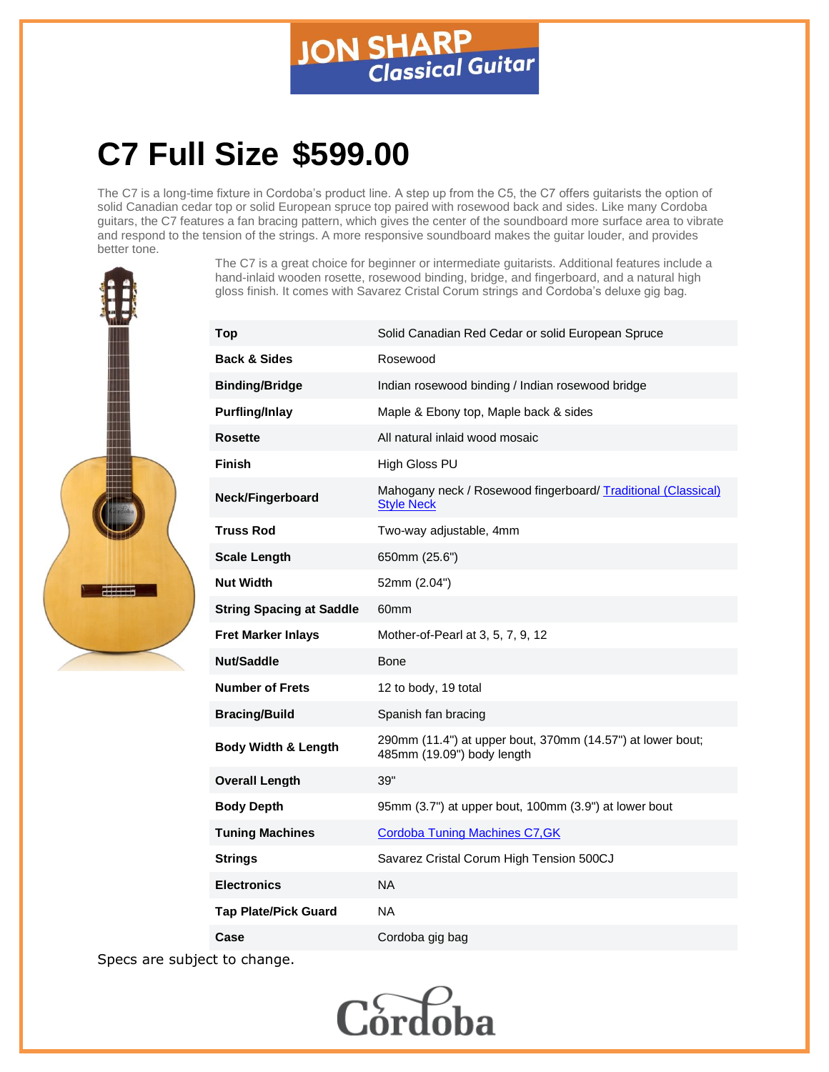# C7 Full Size $599.00

The C7 is a long-time fixture in Cordoba's product line. A step up from the C5, the C7 offers guitarists the option of solid Canadian cedar top or solid European spruce top paired with rosewood back and sides. Like many Cordoba guitars, the C7 features a fan bracing pattern, which gives the center of the soundboard more surface area to vibrate and respond to the tension of the strings. A more responsive soundboard makes the guitar louder, and provides better tone.

The C7 is a great choice for beginner or intermediate guitarists. Additional features include a hand-inlaid wooden rosette, rosewood binding, bridge, and fingerboard, and a natural high gloss finish. It comes with Savarez Cristal Corum strings and Cordoba's deluxe gig bag.

| | |
|---|---|
| **Top** | Solid Canadian Red Cedar or solid European Spruce |
| **Back & Sides** | Rosewood |
| **Binding/Bridge** | Indian rosewood binding / Indian rosewood bridge |
| **Purfling/Inlay** | Maple & Ebony top, Maple back & sides |
| **Rosette** | All natural inlaid wood mosaic |
| **Finish** | High Gloss PU |
| **Neck/Fingerboard** | Mahogany neck / Rosewood fingerboard/ Traditional (Classical) Style Neck |
| **Truss Rod** | Two-way adjustable, 4mm |
| **Scale Length** | 650mm (25.6") |
| **Nut Width** | 52mm (2.04") |
| **String Spacing at Saddle** | 60mm |
| **Fret Marker Inlays** | Mother-of-Pearl at 3, 5, 7, 9, 12 |
| **Nut/Saddle** | Bone |
| **Number of Frets** | 12 to body, 19 total |
| **Bracing/Build** | Spanish fan bracing |
| **Body Width & Length** | 290mm (11.4") at upper bout, 370mm (14.57") at lower bout; 485mm (19.09") body length |
| **Overall Length** | 39" |
| **Body Depth** | 95mm (3.7") at upper bout, 100mm (3.9") at lower bout |
| **Tuning Machines** | Cordoba Tuning Machines C7,GK |
| **Strings** | Savarez Cristal Corum High Tension 500CJ |
| **Electronics** | NA |
| **Tap Plate/Pick Guard** | NA |
| **Case** | Cordoba gig bag |

Specs are subject to change.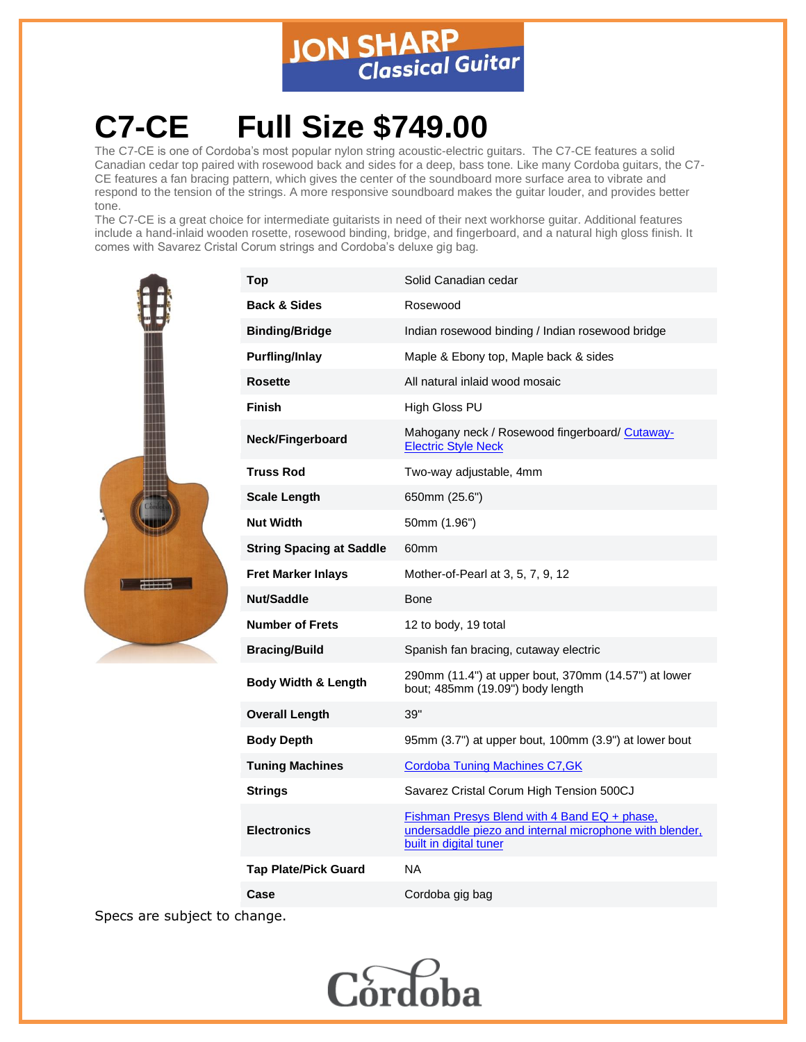# C7-CE Full Size $749.00

The C7-CE is one of Cordoba's most popular nylon string acoustic-electric guitars. The C7-CE features a solid Canadian cedar top paired with rosewood back and sides for a deep, bass tone. Like many Cordoba guitars, the C7-CE features a fan bracing pattern, which gives the center of the soundboard more surface area to vibrate and respond to the tension of the strings. A more responsive soundboard makes the guitar louder, and provides better tone.

The C7-CE is a great choice for intermediate guitarists in need of their next workhorse guitar. Additional features include a hand-inlaid wooden rosette, rosewood binding, bridge, and fingerboard, and a natural high gloss finish. It comes with Savarez Cristal Corum strings and Cordoba's deluxe gig bag.

| | |
|---|---|
| **Top** | Solid Canadian cedar |
| **Back & Sides** | Rosewood |
| **Binding/Bridge** | Indian rosewood binding / Indian rosewood bridge |
| **Purfling/Inlay** | Maple & Ebony top, Maple back & sides |
| **Rosette** | All natural inlaid wood mosaic |
| **Finish** | High Gloss PU |
| **Neck/Fingerboard** | Mahogany neck / Rosewood fingerboard/ Cutaway-Electric Style Neck |
| **Truss Rod** | Two-way adjustable, 4mm |
| **Scale Length** | 650mm (25.6") |
| **Nut Width** | 50mm (1.96") |
| **String Spacing at Saddle** | 60mm |
| **Fret Marker Inlays** | Mother-of-Pearl at 3, 5, 7, 9, 12 |
| **Nut/Saddle** | Bone |
| **Number of Frets** | 12 to body, 19 total |
| **Bracing/Build** | Spanish fan bracing, cutaway electric |
| **Body Width & Length** | 290mm (11.4") at upper bout, 370mm (14.57") at lower bout; 485mm (19.09") body length |
| **Overall Length** | 39" |
| **Body Depth** | 95mm (3.7") at upper bout, 100mm (3.9") at lower bout |
| **Tuning Machines** | Cordoba Tuning Machines C7,GK |
| **Strings** | Savarez Cristal Corum High Tension 500CJ |
| **Electronics** | Fishman Presys Blend with 4 Band EQ + phase, undersaddle piezo and internal microphone with blender, built in digital tuner |
| **Tap Plate/Pick Guard** | NA |
| **Case** | Cordoba gig bag |

Specs are subject to change.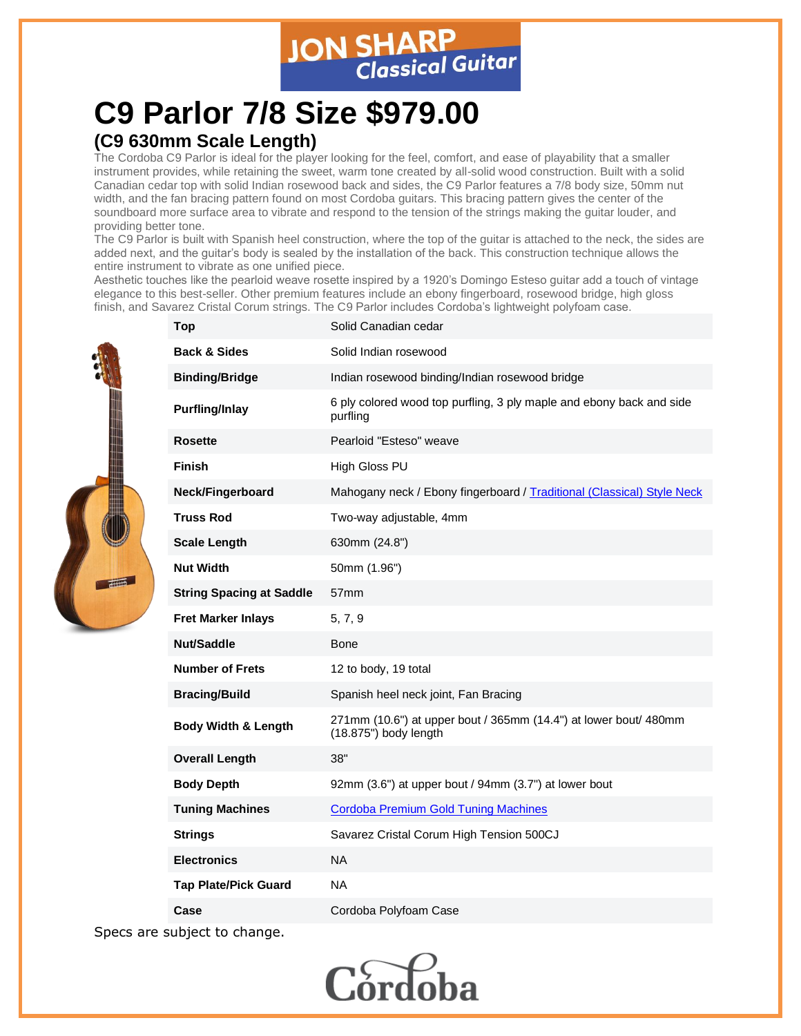# C9 Parlor 7/8 Size $979.00

## (C9 630mm Scale Length)

The Cordoba C9 Parlor is ideal for the player looking for the feel, comfort, and ease of playability that a smaller instrument provides, while retaining the sweet, warm tone created by all-solid wood construction. Built with a solid Canadian cedar top with solid Indian rosewood back and sides, the C9 Parlor features a 7/8 body size, 50mm nut width, and the fan bracing pattern found on most Cordoba guitars. This bracing pattern gives the center of the soundboard more surface area to vibrate and respond to the tension of the strings making the guitar louder, and providing better tone.

The C9 Parlor is built with Spanish heel construction, where the top of the guitar is attached to the neck, the sides are added next, and the guitar's body is sealed by the installation of the back. This construction technique allows the entire instrument to vibrate as one unified piece.

Aesthetic touches like the pearloid weave rosette inspired by a 1920's Domingo Esteso guitar add a touch of vintage elegance to this best-seller. Other premium features include an ebony fingerboard, rosewood bridge, high gloss finish, and Savarez Cristal Corum strings. The C9 Parlor includes Cordoba's lightweight polyfoam case.

| | |
|---|---|
| **Top** | Solid Canadian cedar |
| **Back & Sides** | Solid Indian rosewood |
| **Binding/Bridge** | Indian rosewood binding/Indian rosewood bridge |
| **Purfling/Inlay** | 6 ply colored wood top purfling, 3 ply maple and ebony back and side purfling |
| **Rosette** | Pearloid "Esteso" weave |
| **Finish** | High Gloss PU |
| **Neck/Fingerboard** | Mahogany neck / Ebony fingerboard / Traditional (Classical) Style Neck |
| **Truss Rod** | Two-way adjustable, 4mm |
| **Scale Length** | 630mm (24.8") |
| **Nut Width** | 50mm (1.96") |
| **String Spacing at Saddle** | 57mm |
| **Fret Marker Inlays** | 5, 7, 9 |
| **Nut/Saddle** | Bone |
| **Number of Frets** | 12 to body, 19 total |
| **Bracing/Build** | Spanish heel neck joint, Fan Bracing |
| **Body Width & Length** | 271mm (10.6") at upper bout / 365mm (14.4") at lower bout/ 480mm (18.875") body length |
| **Overall Length** | 38" |
| **Body Depth** | 92mm (3.6") at upper bout / 94mm (3.7") at lower bout |
| **Tuning Machines** | Cordoba Premium Gold Tuning Machines |
| **Strings** | Savarez Cristal Corum High Tension 500CJ |
| **Electronics** | NA |
| **Tap Plate/Pick Guard** | NA |
| **Case** | Cordoba Polyfoam Case |

Specs are subject to change.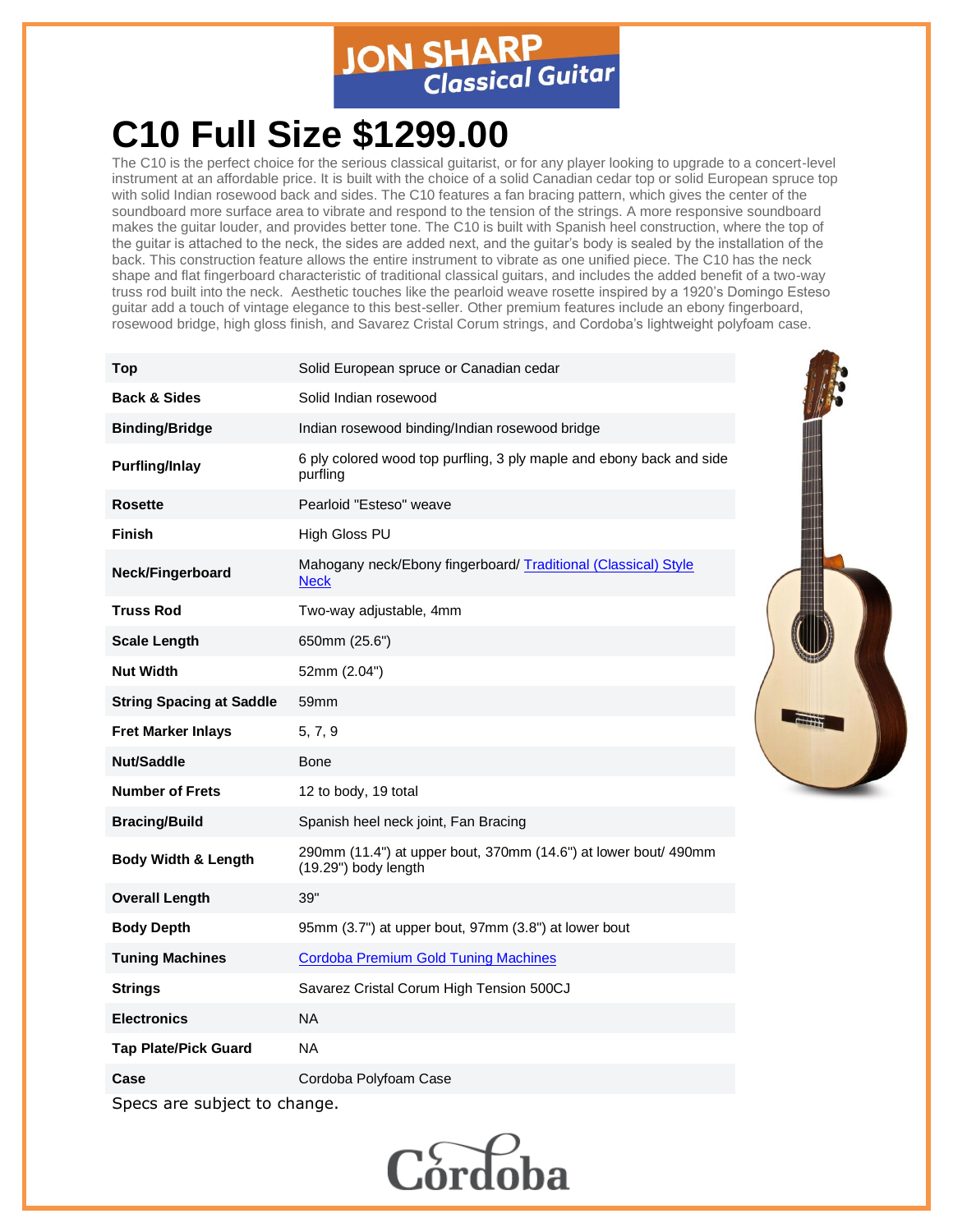# C10 Full Size $1299.00

The C10 is the perfect choice for the serious classical guitarist, or for any player looking to upgrade to a concert-level instrument at an affordable price. It is built with the choice of a solid Canadian cedar top or solid European spruce top with solid Indian rosewood back and sides. The C10 features a fan bracing pattern, which gives the center of the soundboard more surface area to vibrate and respond to the tension of the strings. A more responsive soundboard makes the guitar louder, and provides better tone. The C10 is built with Spanish heel construction, where the top of the guitar is attached to the neck, the sides are added next, and the guitar's body is sealed by the installation of the back. This construction feature allows the entire instrument to vibrate as one unified piece. The C10 has the neck shape and flat fingerboard characteristic of traditional classical guitars, and includes the added benefit of a two-way truss rod built into the neck. Aesthetic touches like the pearloid weave rosette inspired by a 1920's Domingo Esteso guitar add a touch of vintage elegance to this best-seller. Other premium features include an ebony fingerboard, rosewood bridge, high gloss finish, and Savarez Cristal Corum strings, and Cordoba's lightweight polyfoam case.

| | |
|---|---|
| **Top** | Solid European spruce or Canadian cedar |
| **Back & Sides** | Solid Indian rosewood |
| **Binding/Bridge** | Indian rosewood binding/Indian rosewood bridge |
| **Purfling/Inlay** | 6 ply colored wood top purfling, 3 ply maple and ebony back and side purfling |
| **Rosette** | Pearloid "Esteso" weave |
| **Finish** | High Gloss PU |
| **Neck/Fingerboard** | Mahogany neck/Ebony fingerboard/ Traditional (Classical) Style Neck |
| **Truss Rod** | Two-way adjustable, 4mm |
| **Scale Length** | 650mm (25.6") |
| **Nut Width** | 52mm (2.04") |
| **String Spacing at Saddle** | 59mm |
| **Fret Marker Inlays** | 5, 7, 9 |
| **Nut/Saddle** | Bone |
| **Number of Frets** | 12 to body, 19 total |
| **Bracing/Build** | Spanish heel neck joint, Fan Bracing |
| **Body Width & Length** | 290mm (11.4") at upper bout, 370mm (14.6") at lower bout/ 490mm (19.29") body length |
| **Overall Length** | 39" |
| **Body Depth** | 95mm (3.7") at upper bout, 97mm (3.8") at lower bout |
| **Tuning Machines** | Cordoba Premium Gold Tuning Machines |
| **Strings** | Savarez Cristal Corum High Tension 500CJ |
| **Electronics** | NA |
| **Tap Plate/Pick Guard** | NA |
| **Case** | Cordoba Polyfoam Case |

Specs are subject to change.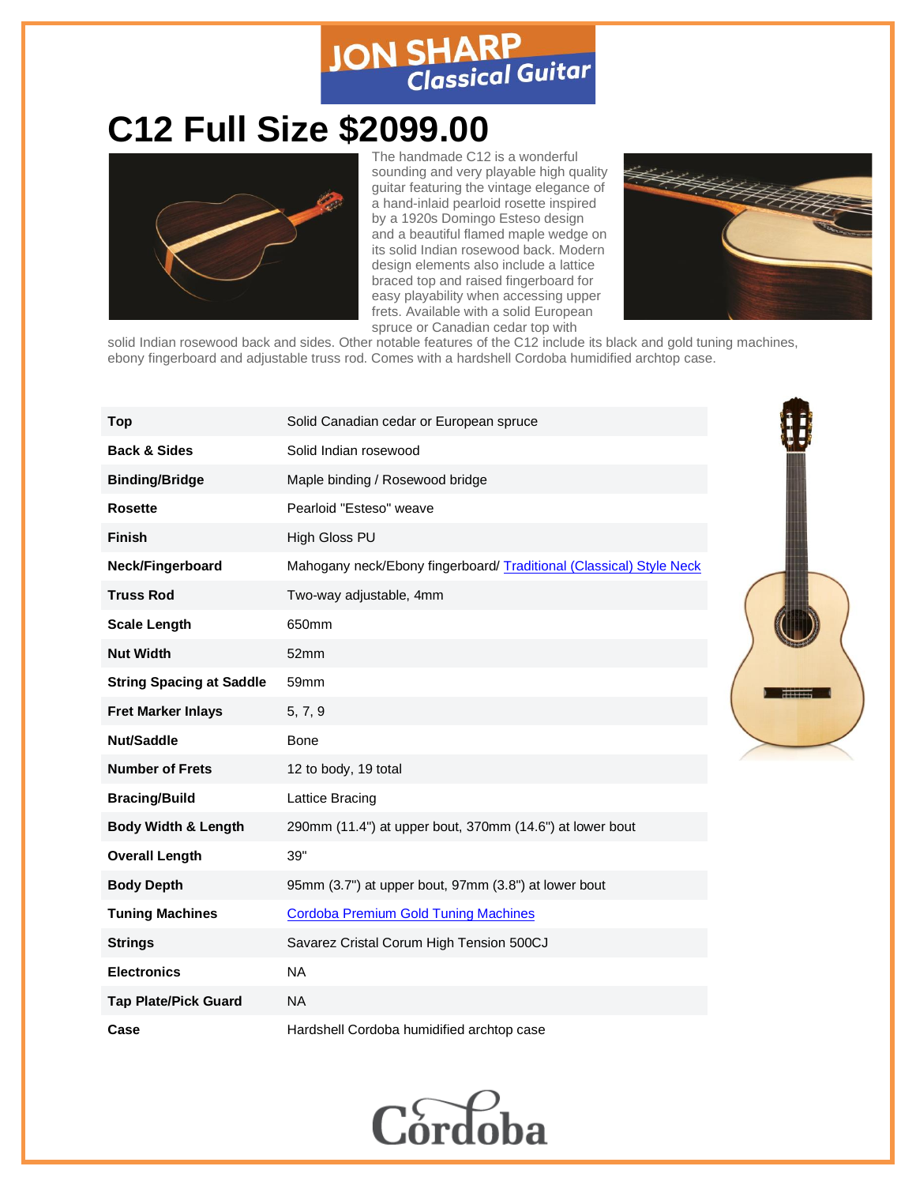# C12 Full Size $2099.00

The handmade C12 is a wonderful sounding and very playable high quality guitar featuring the vintage elegance of a hand-inlaid pearloid rosette inspired by a 1920s Domingo Esteso design and a beautiful flamed maple wedge on its solid Indian rosewood back. Modern design elements also include a lattice braced top and raised fingerboard for easy playability when accessing upper frets. Available with a solid European spruce or Canadian cedar top with solid Indian rosewood back and sides. Other notable features of the C12 include its black and gold tuning machines, ebony fingerboard and adjustable truss rod. Comes with a hardshell Cordoba humidified archtop case.

| | |
|---|---|
| **Top** | Solid Canadian cedar or European spruce |
| **Back & Sides** | Solid Indian rosewood |
| **Binding/Bridge** | Maple binding / Rosewood bridge |
| **Rosette** | Pearloid "Esteso" weave |
| **Finish** | High Gloss PU |
| **Neck/Fingerboard** | Mahogany neck/Ebony fingerboard/ Traditional (Classical) Style Neck |
| **Truss Rod** | Two-way adjustable, 4mm |
| **Scale Length** | 650mm |
| **Nut Width** | 52mm |
| **String Spacing at Saddle** | 59mm |
| **Fret Marker Inlays** | 5, 7, 9 |
| **Nut/Saddle** | Bone |
| **Number of Frets** | 12 to body, 19 total |
| **Bracing/Build** | Lattice Bracing |
| **Body Width & Length** | 290mm (11.4") at upper bout, 370mm (14.6") at lower bout |
| **Overall Length** | 39" |
| **Body Depth** | 95mm (3.7") at upper bout, 97mm (3.8") at lower bout |
| **Tuning Machines** | Cordoba Premium Gold Tuning Machines |
| **Strings** | Savarez Cristal Corum High Tension 500CJ |
| **Electronics** | NA |
| **Tap Plate/Pick Guard** | NA |
| **Case** | Hardshell Cordoba humidified archtop case |